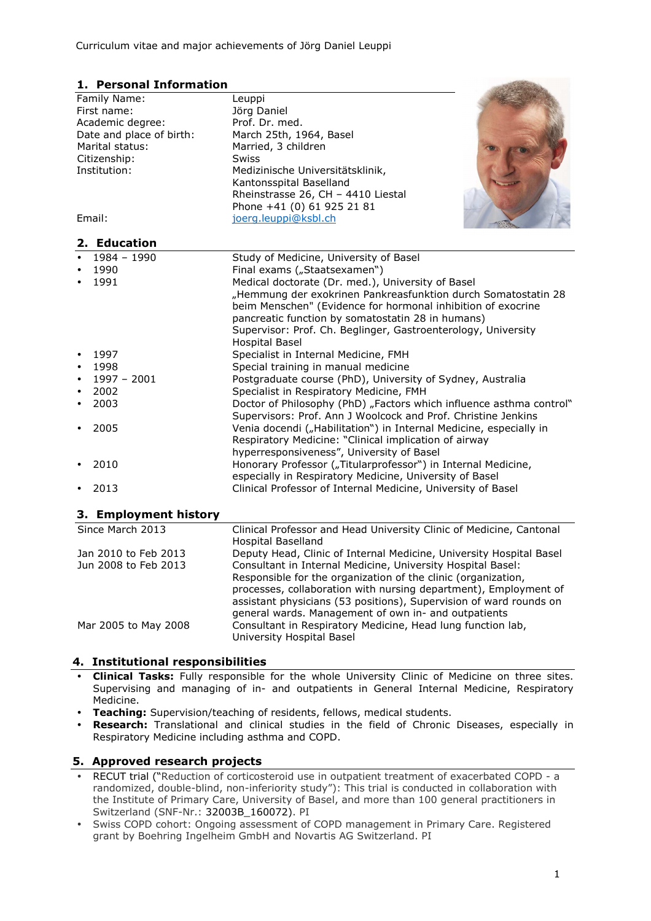Curriculum vitae and major achievements of Jörg Daniel Leuppi

## 1. Personal Information

| | |
|---|---|
| Family Name: | Leuppi |
| First name: | Jörg Daniel |
| Academic degree: | Prof. Dr. med. |
| Date and place of birth: | March 25th, 1964, Basel |
| Marital status: | Married, 3 children |
| Citizenship: | Swiss |
| Institution: | Medizinische Universitätsklinik, Kantonsspital Baselland, Rheinstrasse 26, CH – 4410 Liestal, Phone +41 (0) 61 925 21 81 |
| Email: | joerg.leuppi@ksbl.ch |

## 2. Education

- **1984 – 1990**: Study of Medicine, University of Basel
- **1990**: Final exams („Staatsexamen")
- **1991**: Medical doctorate (Dr. med.), University of Basel
  „Hemmung der exokrinen Pankreasfunktion durch Somatostatin 28 beim Menschen" (Evidence for hormonal inhibition of exocrine pancreatic function by somatostatin 28 in humans)
  Supervisor: Prof. Ch. Beglinger, Gastroenterology, University Hospital Basel
- **1997**: Specialist in Internal Medicine, FMH
- **1998**: Special training in manual medicine
- **1997 – 2001**: Postgraduate course (PhD), University of Sydney, Australia
- **2002**: Specialist in Respiratory Medicine, FMH
- **2003**: Doctor of Philosophy (PhD) „Factors which influence asthma control"
  Supervisors: Prof. Ann J Woolcock and Prof. Christine Jenkins
- **2005**: Venia docendi („Habilitation") in Internal Medicine, especially in Respiratory Medicine: "Clinical implication of airway hyperresponsiveness", University of Basel
- **2010**: Honorary Professor („Titularprofessor") in Internal Medicine, especially in Respiratory Medicine, University of Basel
- **2013**: Clinical Professor of Internal Medicine, University of Basel

## 3. Employment history

| | |
|---|---|
| Since March 2013 | Clinical Professor and Head University Clinic of Medicine, Cantonal Hospital Baselland |
| Jan 2010 to Feb 2013 | Deputy Head, Clinic of Internal Medicine, University Hospital Basel |
| Jun 2008 to Feb 2013 | Consultant in Internal Medicine, University Hospital Basel: Responsible for the organization of the clinic (organization, processes, collaboration with nursing department), Employment of assistant physicians (53 positions), Supervision of ward rounds on general wards. Management of own in- and outpatients |
| Mar 2005 to May 2008 | Consultant in Respiratory Medicine, Head lung function lab, University Hospital Basel |

## 4. Institutional responsibilities

- **Clinical Tasks:** Fully responsible for the whole University Clinic of Medicine on three sites. Supervising and managing of in- and outpatients in General Internal Medicine, Respiratory Medicine.
- **Teaching:** Supervision/teaching of residents, fellows, medical students.
- **Research:** Translational and clinical studies in the field of Chronic Diseases, especially in Respiratory Medicine including asthma and COPD.

## 5. Approved research projects

- RECUT trial ("Reduction of corticosteroid use in outpatient treatment of exacerbated COPD - a randomized, double-blind, non-inferiority study"): This trial is conducted in collaboration with the Institute of Primary Care, University of Basel, and more than 100 general practitioners in Switzerland (SNF-Nr.: 32003B_160072). PI
- Swiss COPD cohort: Ongoing assessment of COPD management in Primary Care. Registered grant by Boehring Ingelheim GmbH and Novartis AG Switzerland. PI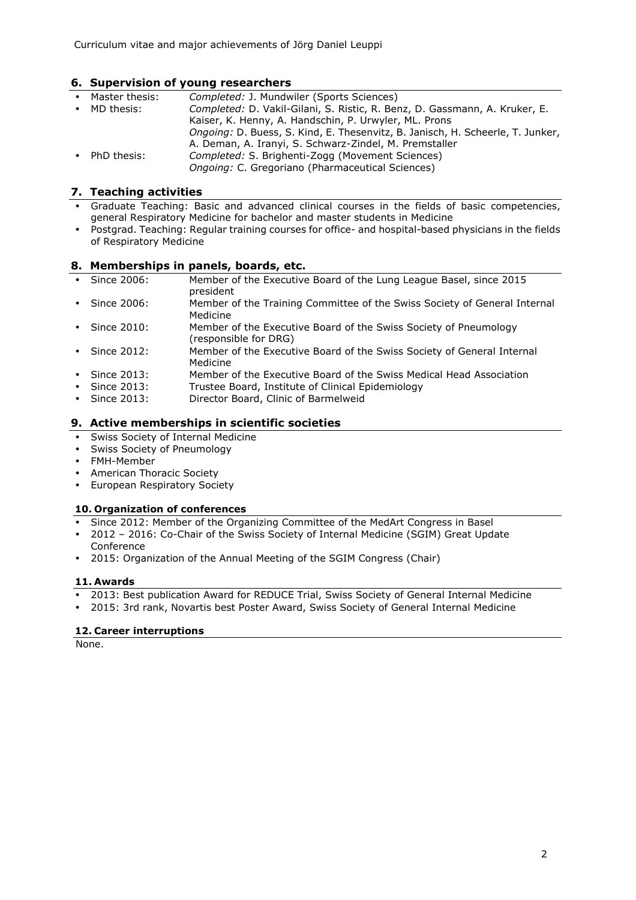## 6. Supervision of young researchers

- Master thesis: *Completed:* J. Mundwiler (Sports Sciences)
- MD thesis: *Completed:* D. Vakil-Gilani, S. Ristic, R. Benz, D. Gassmann, A. Kruker, E. Kaiser, K. Henny, A. Handschin, P. Urwyler, ML. Prons
  *Ongoing:* D. Buess, S. Kind, E. Thesenvitz, B. Janisch, H. Scheerle, T. Junker, A. Deman, A. Iranyi, S. Schwarz-Zindel, M. Premstaller
- PhD thesis: *Completed:* S. Brighenti-Zogg (Movement Sciences)
  *Ongoing:* C. Gregoriano (Pharmaceutical Sciences)

## 7. Teaching activities

- Graduate Teaching: Basic and advanced clinical courses in the fields of basic competencies, general Respiratory Medicine for bachelor and master students in Medicine
- Postgrad. Teaching: Regular training courses for office- and hospital-based physicians in the fields of Respiratory Medicine

## 8. Memberships in panels, boards, etc.

- Since 2006: Member of the Executive Board of the Lung League Basel, since 2015 president
- Since 2006: Member of the Training Committee of the Swiss Society of General Internal Medicine
- Since 2010: Member of the Executive Board of the Swiss Society of Pneumology (responsible for DRG)
- Since 2012: Member of the Executive Board of the Swiss Society of General Internal Medicine
- Since 2013: Member of the Executive Board of the Swiss Medical Head Association
- Since 2013: Trustee Board, Institute of Clinical Epidemiology
- Since 2013: Director Board, Clinic of Barmelweid

## 9. Active memberships in scientific societies

- Swiss Society of Internal Medicine
- Swiss Society of Pneumology
- FMH-Member
- American Thoracic Society
- European Respiratory Society

### 10. Organization of conferences

- Since 2012: Member of the Organizing Committee of the MedArt Congress in Basel
- 2012 – 2016: Co-Chair of the Swiss Society of Internal Medicine (SGIM) Great Update Conference
- 2015: Organization of the Annual Meeting of the SGIM Congress (Chair)

### 11. Awards

- 2013: Best publication Award for REDUCE Trial, Swiss Society of General Internal Medicine
- 2015: 3rd rank, Novartis best Poster Award, Swiss Society of General Internal Medicine

### 12. Career interruptions

None.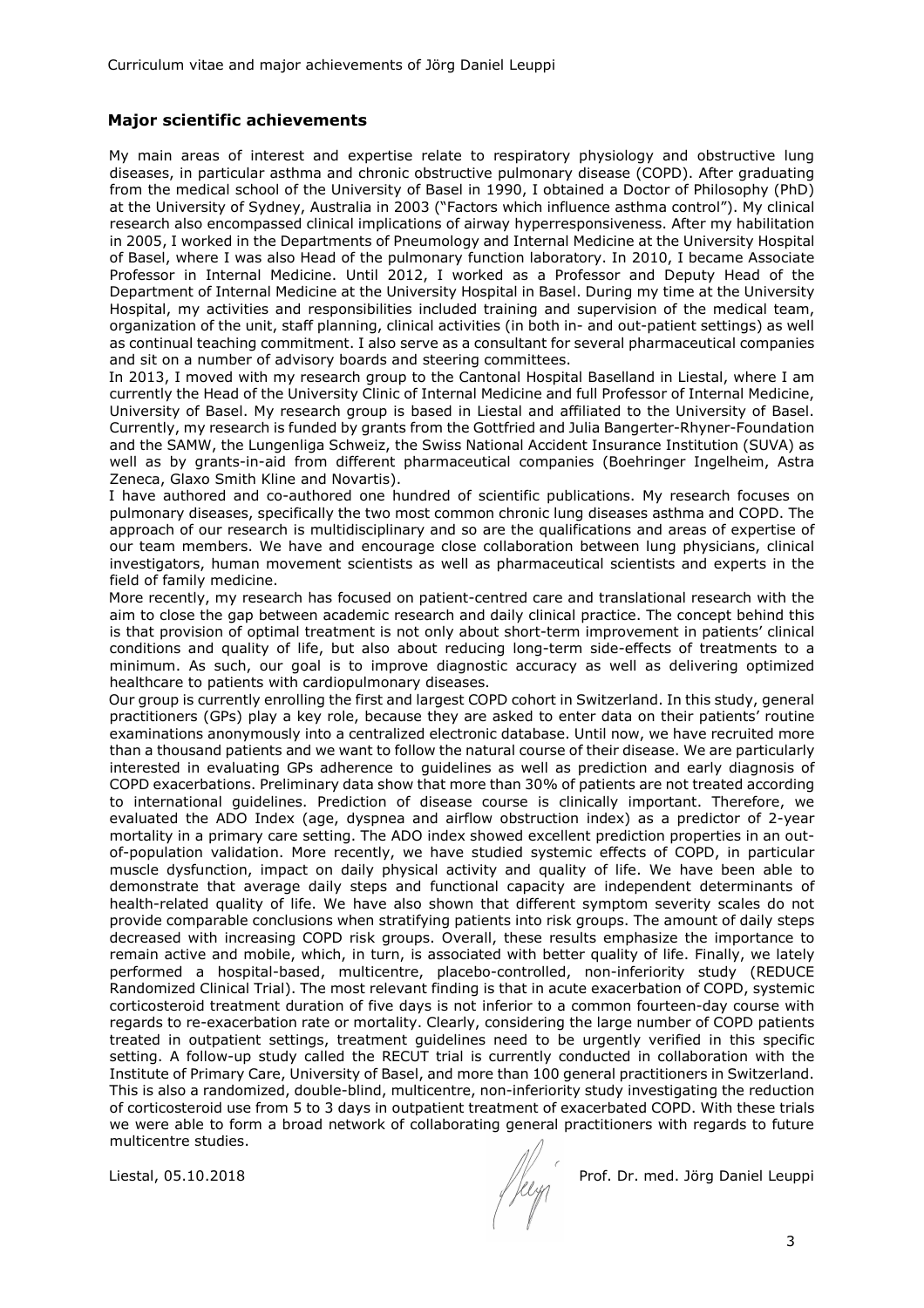## Major scientific achievements

My main areas of interest and expertise relate to respiratory physiology and obstructive lung diseases, in particular asthma and chronic obstructive pulmonary disease (COPD). After graduating from the medical school of the University of Basel in 1990, I obtained a Doctor of Philosophy (PhD) at the University of Sydney, Australia in 2003 ("Factors which influence asthma control"). My clinical research also encompassed clinical implications of airway hyperresponsiveness. After my habilitation in 2005, I worked in the Departments of Pneumology and Internal Medicine at the University Hospital of Basel, where I was also Head of the pulmonary function laboratory. In 2010, I became Associate Professor in Internal Medicine. Until 2012, I worked as a Professor and Deputy Head of the Department of Internal Medicine at the University Hospital in Basel. During my time at the University Hospital, my activities and responsibilities included training and supervision of the medical team, organization of the unit, staff planning, clinical activities (in both in- and out-patient settings) as well as continual teaching commitment. I also serve as a consultant for several pharmaceutical companies and sit on a number of advisory boards and steering committees.

In 2013, I moved with my research group to the Cantonal Hospital Baselland in Liestal, where I am currently the Head of the University Clinic of Internal Medicine and full Professor of Internal Medicine, University of Basel. My research group is based in Liestal and affiliated to the University of Basel. Currently, my research is funded by grants from the Gottfried and Julia Bangerter-Rhyner-Foundation and the SAMW, the Lungenliga Schweiz, the Swiss National Accident Insurance Institution (SUVA) as well as by grants-in-aid from different pharmaceutical companies (Boehringer Ingelheim, Astra Zeneca, Glaxo Smith Kline and Novartis).

I have authored and co-authored one hundred of scientific publications. My research focuses on pulmonary diseases, specifically the two most common chronic lung diseases asthma and COPD. The approach of our research is multidisciplinary and so are the qualifications and areas of expertise of our team members. We have and encourage close collaboration between lung physicians, clinical investigators, human movement scientists as well as pharmaceutical scientists and experts in the field of family medicine.

More recently, my research has focused on patient-centred care and translational research with the aim to close the gap between academic research and daily clinical practice. The concept behind this is that provision of optimal treatment is not only about short-term improvement in patients' clinical conditions and quality of life, but also about reducing long-term side-effects of treatments to a minimum. As such, our goal is to improve diagnostic accuracy as well as delivering optimized healthcare to patients with cardiopulmonary diseases.

Our group is currently enrolling the first and largest COPD cohort in Switzerland. In this study, general practitioners (GPs) play a key role, because they are asked to enter data on their patients' routine examinations anonymously into a centralized electronic database. Until now, we have recruited more than a thousand patients and we want to follow the natural course of their disease. We are particularly interested in evaluating GPs adherence to guidelines as well as prediction and early diagnosis of COPD exacerbations. Preliminary data show that more than 30% of patients are not treated according to international guidelines. Prediction of disease course is clinically important. Therefore, we evaluated the ADO Index (age, dyspnea and airflow obstruction index) as a predictor of 2-year mortality in a primary care setting. The ADO index showed excellent prediction properties in an out-of-population validation. More recently, we have studied systemic effects of COPD, in particular muscle dysfunction, impact on daily physical activity and quality of life. We have been able to demonstrate that average daily steps and functional capacity are independent determinants of health-related quality of life. We have also shown that different symptom severity scales do not provide comparable conclusions when stratifying patients into risk groups. The amount of daily steps decreased with increasing COPD risk groups. Overall, these results emphasize the importance to remain active and mobile, which, in turn, is associated with better quality of life. Finally, we lately performed a hospital-based, multicentre, placebo-controlled, non-inferiority study (REDUCE Randomized Clinical Trial). The most relevant finding is that in acute exacerbation of COPD, systemic corticosteroid treatment duration of five days is not inferior to a common fourteen-day course with regards to re-exacerbation rate or mortality. Clearly, considering the large number of COPD patients treated in outpatient settings, treatment guidelines need to be urgently verified in this specific setting. A follow-up study called the RECUT trial is currently conducted in collaboration with the Institute of Primary Care, University of Basel, and more than 100 general practitioners in Switzerland. This is also a randomized, double-blind, multicentre, non-inferiority study investigating the reduction of corticosteroid use from 5 to 3 days in outpatient treatment of exacerbated COPD. With these trials we were able to form a broad network of collaborating general practitioners with regards to future multicentre studies.

Liestal, 05.10.2018

Prof. Dr. med. Jörg Daniel Leuppi